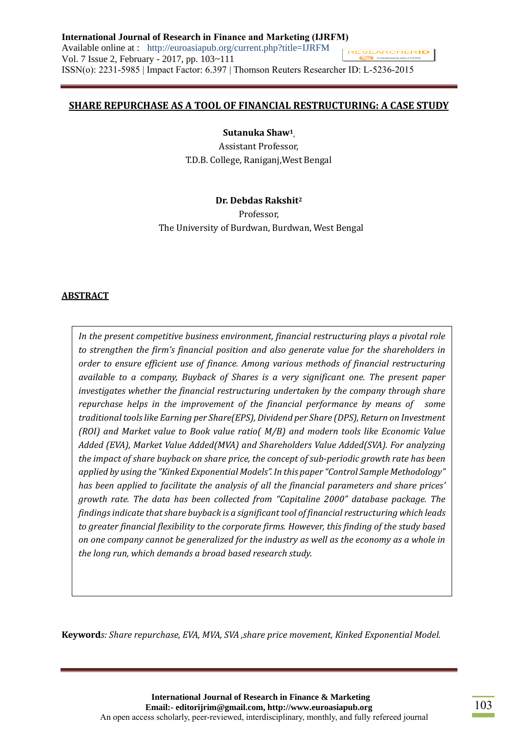# SHARE REPURCHASE AS A TOOL OF FINANCIAL RESTRUCTURING: A CASE STUDY

**Sutanuka Shaw**[1]

Assistant Professor,

T.D.B. College, Raniganj,West Bengal

**Dr. Debdas Rakshit**[2]

Professor,

The University of Burdwan, Burdwan, West Bengal

## ABSTRACT

*In the present competitive business environment, financial restructuring plays a pivotal role to strengthen the firm's financial position and also generate value for the shareholders in order to ensure efficient use of finance. Among various methods of financial restructuring available to a company, Buyback of Shares is a very significant one. The present paper investigates whether the financial restructuring undertaken by the company through share repurchase helps in the improvement of the financial performance by means of some traditional tools like Earning per Share(EPS), Dividend per Share (DPS), Return on Investment (ROI) and Market value to Book value ratio( M/B) and modern tools like Economic Value Added (EVA), Market Value Added(MVA) and Shareholders Value Added(SVA). For analyzing the impact of share buyback on share price, the concept of sub-periodic growth rate has been applied by using the "Kinked Exponential Models". In this paper "Control Sample Methodology" has been applied to facilitate the analysis of all the financial parameters and share prices' growth rate. The data has been collected from "Capitaline 2000" database package. The findings indicate that share buyback is a significant tool of financial restructuring which leads to greater financial flexibility to the corporate firms. However, this finding of the study based on one company cannot be generalized for the industry as well as the economy as a whole in the long run, which demands a broad based research study.*

**Keywords**: *Share repurchase, EVA, MVA, SVA ,share price movement, Kinked Exponential Model.*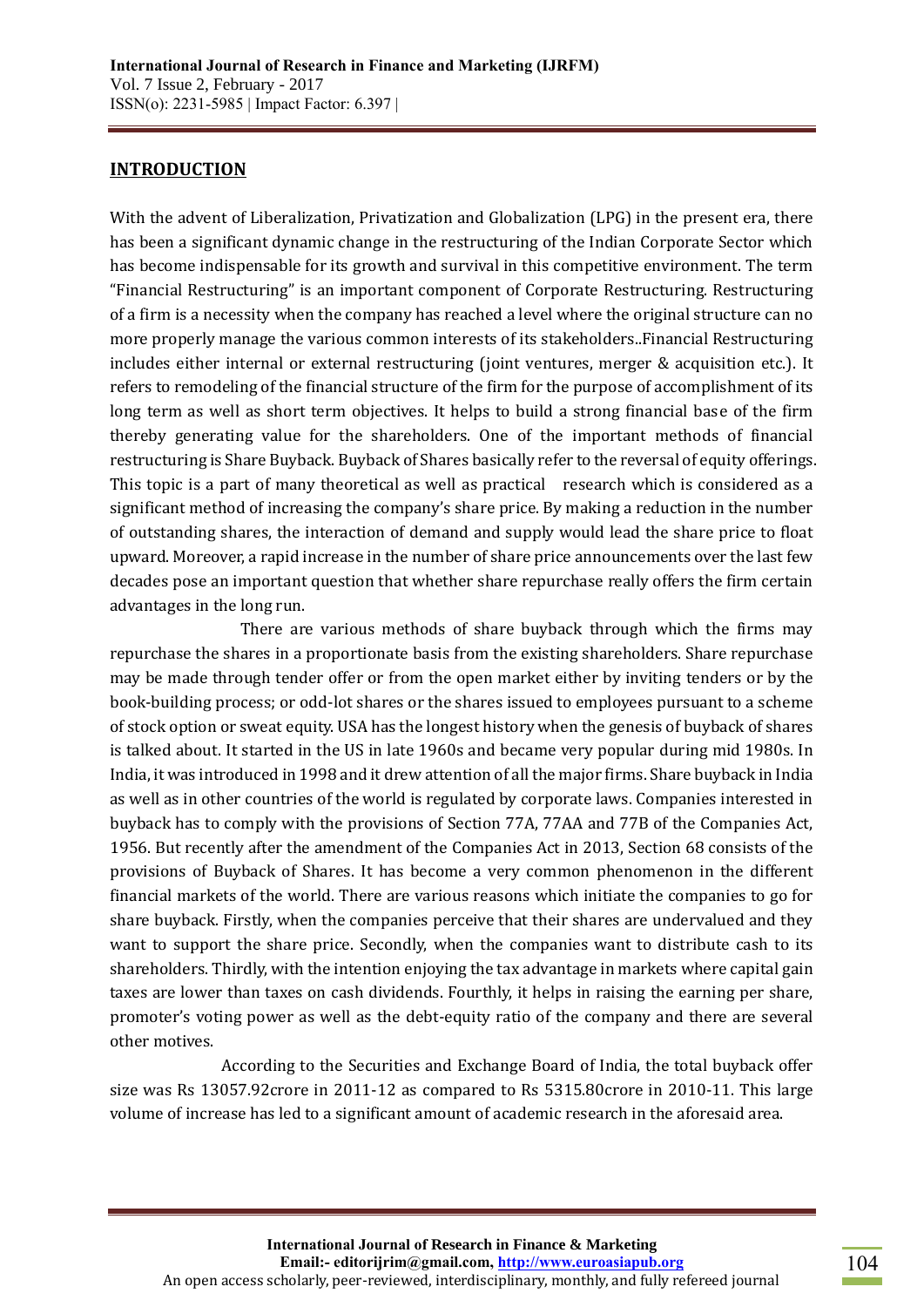## INTRODUCTION

With the advent of Liberalization, Privatization and Globalization (LPG) in the present era, there has been a significant dynamic change in the restructuring of the Indian Corporate Sector which has become indispensable for its growth and survival in this competitive environment. The term "Financial Restructuring" is an important component of Corporate Restructuring. Restructuring of a firm is a necessity when the company has reached a level where the original structure can no more properly manage the various common interests of its stakeholders..Financial Restructuring includes either internal or external restructuring (joint ventures, merger & acquisition etc.). It refers to remodeling of the financial structure of the firm for the purpose of accomplishment of its long term as well as short term objectives. It helps to build a strong financial base of the firm thereby generating value for the shareholders. One of the important methods of financial restructuring is Share Buyback. Buyback of Shares basically refer to the reversal of equity offerings. This topic is a part of many theoretical as well as practical research which is considered as a significant method of increasing the company's share price. By making a reduction in the number of outstanding shares, the interaction of demand and supply would lead the share price to float upward. Moreover, a rapid increase in the number of share price announcements over the last few decades pose an important question that whether share repurchase really offers the firm certain advantages in the long run.

There are various methods of share buyback through which the firms may repurchase the shares in a proportionate basis from the existing shareholders. Share repurchase may be made through tender offer or from the open market either by inviting tenders or by the book-building process; or odd-lot shares or the shares issued to employees pursuant to a scheme of stock option or sweat equity. USA has the longest history when the genesis of buyback of shares is talked about. It started in the US in late 1960s and became very popular during mid 1980s. In India, it was introduced in 1998 and it drew attention of all the major firms. Share buyback in India as well as in other countries of the world is regulated by corporate laws. Companies interested in buyback has to comply with the provisions of Section 77A, 77AA and 77B of the Companies Act, 1956. But recently after the amendment of the Companies Act in 2013, Section 68 consists of the provisions of Buyback of Shares. It has become a very common phenomenon in the different financial markets of the world. There are various reasons which initiate the companies to go for share buyback. Firstly, when the companies perceive that their shares are undervalued and they want to support the share price. Secondly, when the companies want to distribute cash to its shareholders. Thirdly, with the intention enjoying the tax advantage in markets where capital gain taxes are lower than taxes on cash dividends. Fourthly, it helps in raising the earning per share, promoter's voting power as well as the debt-equity ratio of the company and there are several other motives.

According to the Securities and Exchange Board of India, the total buyback offer size was Rs 13057.92crore in 2011-12 as compared to Rs 5315.80crore in 2010-11. This large volume of increase has led to a significant amount of academic research in the aforesaid area.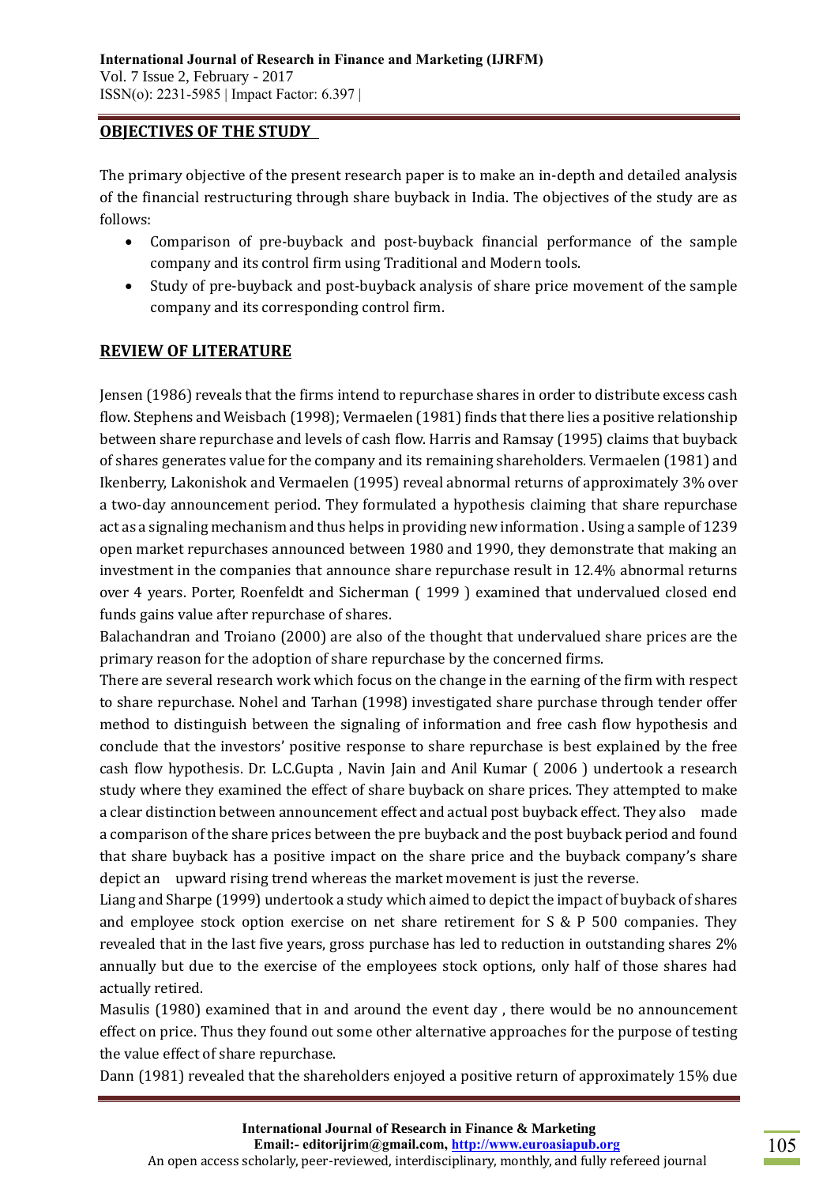## OBJECTIVES OF THE STUDY

The primary objective of the present research paper is to make an in-depth and detailed analysis of the financial restructuring through share buyback in India. The objectives of the study are as follows:

- Comparison of pre-buyback and post-buyback financial performance of the sample company and its control firm using Traditional and Modern tools.
- Study of pre-buyback and post-buyback analysis of share price movement of the sample company and its corresponding control firm.

## REVIEW OF LITERATURE

Jensen (1986) reveals that the firms intend to repurchase shares in order to distribute excess cash flow. Stephens and Weisbach (1998); Vermaelen (1981) finds that there lies a positive relationship between share repurchase and levels of cash flow. Harris and Ramsay (1995) claims that buyback of shares generates value for the company and its remaining shareholders. Vermaelen (1981) and Ikenberry, Lakonishok and Vermaelen (1995) reveal abnormal returns of approximately 3% over a two-day announcement period. They formulated a hypothesis claiming that share repurchase act as a signaling mechanism and thus helps in providing new information . Using a sample of 1239 open market repurchases announced between 1980 and 1990, they demonstrate that making an investment in the companies that announce share repurchase result in 12.4% abnormal returns over 4 years. Porter, Roenfeldt and Sicherman ( 1999 ) examined that undervalued closed end funds gains value after repurchase of shares.

Balachandran and Troiano (2000) are also of the thought that undervalued share prices are the primary reason for the adoption of share repurchase by the concerned firms.

There are several research work which focus on the change in the earning of the firm with respect to share repurchase. Nohel and Tarhan (1998) investigated share purchase through tender offer method to distinguish between the signaling of information and free cash flow hypothesis and conclude that the investors' positive response to share repurchase is best explained by the free cash flow hypothesis. Dr. L.C.Gupta , Navin Jain and Anil Kumar ( 2006 ) undertook a research study where they examined the effect of share buyback on share prices. They attempted to make a clear distinction between announcement effect and actual post buyback effect. They also made a comparison of the share prices between the pre buyback and the post buyback period and found that share buyback has a positive impact on the share price and the buyback company's share depict an upward rising trend whereas the market movement is just the reverse.

Liang and Sharpe (1999) undertook a study which aimed to depict the impact of buyback of shares and employee stock option exercise on net share retirement for S & P 500 companies. They revealed that in the last five years, gross purchase has led to reduction in outstanding shares 2% annually but due to the exercise of the employees stock options, only half of those shares had actually retired.

Masulis (1980) examined that in and around the event day , there would be no announcement effect on price. Thus they found out some other alternative approaches for the purpose of testing the value effect of share repurchase.

Dann (1981) revealed that the shareholders enjoyed a positive return of approximately 15% due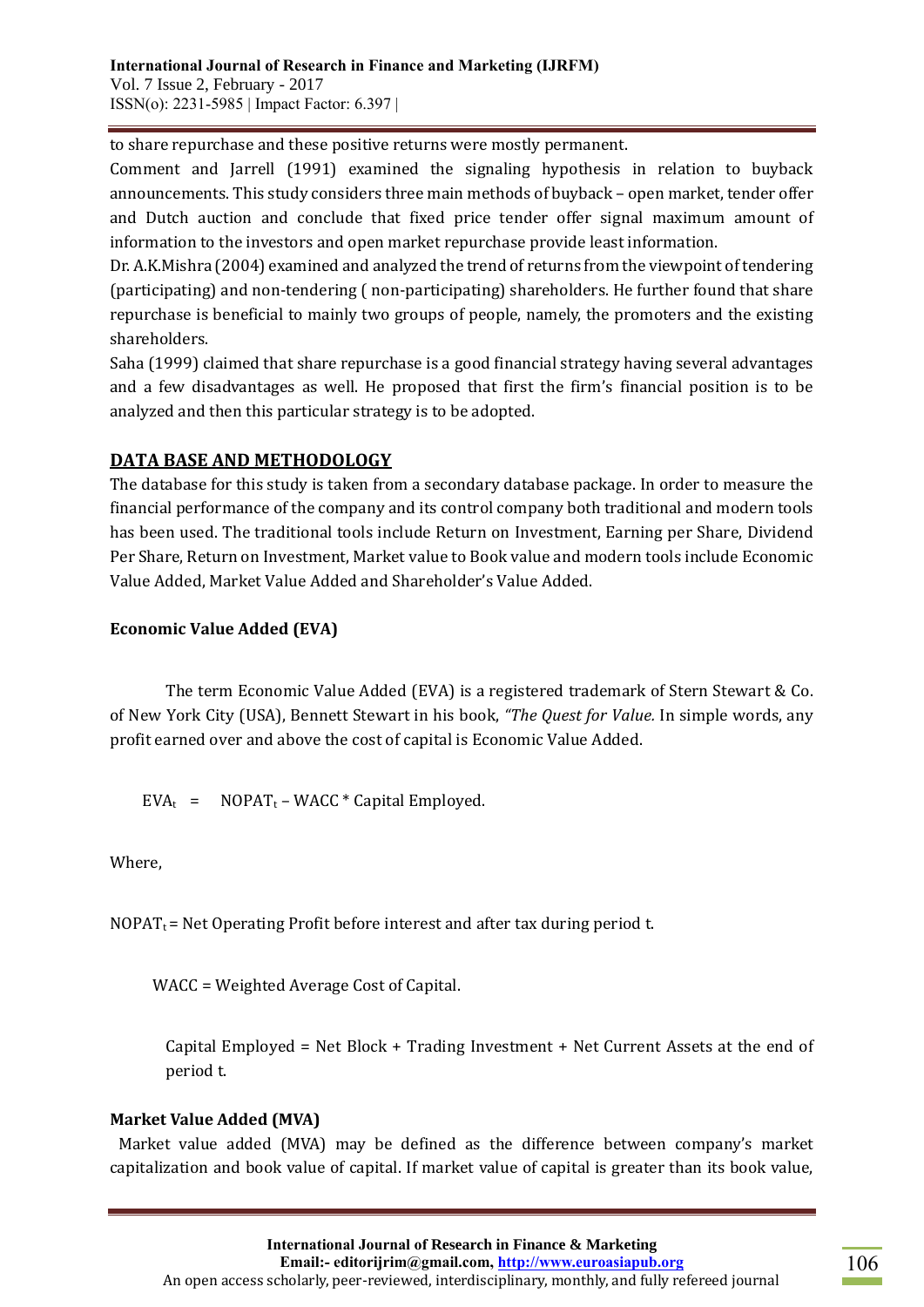to share repurchase and these positive returns were mostly permanent.

Comment and Jarrell (1991) examined the signaling hypothesis in relation to buyback announcements. This study considers three main methods of buyback – open market, tender offer and Dutch auction and conclude that fixed price tender offer signal maximum amount of information to the investors and open market repurchase provide least information.

Dr. A.K.Mishra (2004) examined and analyzed the trend of returns from the viewpoint of tendering (participating) and non-tendering ( non-participating) shareholders. He further found that share repurchase is beneficial to mainly two groups of people, namely, the promoters and the existing shareholders.

Saha (1999) claimed that share repurchase is a good financial strategy having several advantages and a few disadvantages as well. He proposed that first the firm's financial position is to be analyzed and then this particular strategy is to be adopted.

## DATA BASE AND METHODOLOGY

The database for this study is taken from a secondary database package. In order to measure the financial performance of the company and its control company both traditional and modern tools has been used. The traditional tools include Return on Investment, Earning per Share, Dividend Per Share, Return on Investment, Market value to Book value and modern tools include Economic Value Added, Market Value Added and Shareholder's Value Added.

### Economic Value Added (EVA)

The term Economic Value Added (EVA) is a registered trademark of Stern Stewart & Co. of New York City (USA), Bennett Stewart in his book, *"The Quest for Value.* In simple words, any profit earned over and above the cost of capital is Economic Value Added.

$$EVA_t = NOPAT_t - WACC * \text{Capital Employed}.$$

Where,

$NOPAT_t$ = Net Operating Profit before interest and after tax during period t.

WACC = Weighted Average Cost of Capital.

Capital Employed = Net Block + Trading Investment + Net Current Assets at the end of period t.

### Market Value Added (MVA)

Market value added (MVA) may be defined as the difference between company's market capitalization and book value of capital. If market value of capital is greater than its book value,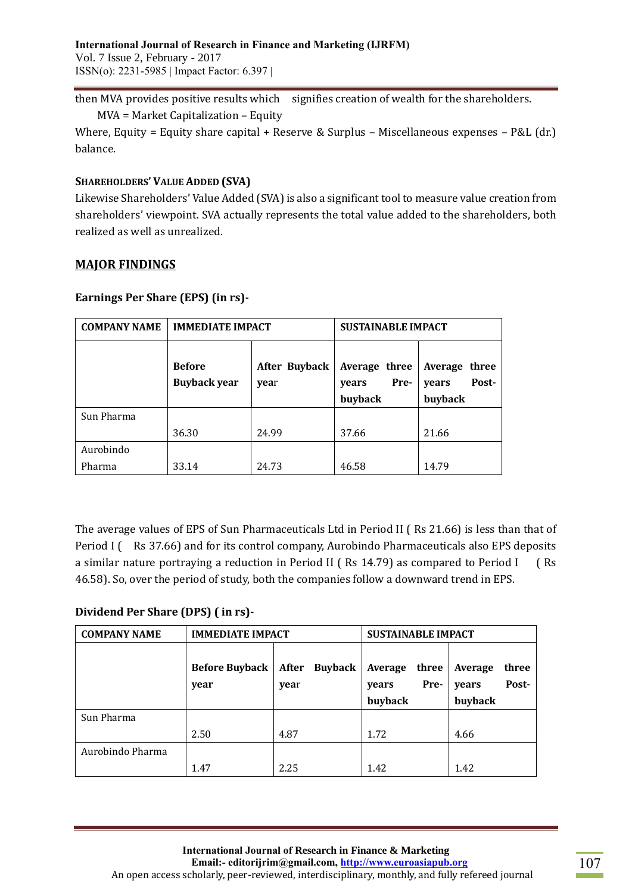then MVA provides positive results which signifies creation of wealth for the shareholders.

MVA = Market Capitalization – Equity

Where, Equity = Equity share capital + Reserve & Surplus – Miscellaneous expenses – P&L (dr.) balance.

#### SHAREHOLDERS' VALUE ADDED (SVA)

Likewise Shareholders' Value Added (SVA) is also a significant tool to measure value creation from shareholders' viewpoint. SVA actually represents the total value added to the shareholders, both realized as well as unrealized.

## MAJOR FINDINGS

### Earnings Per Share (EPS) (in rs)-

| COMPANY NAME | IMMEDIATE IMPACT | | SUSTAINABLE IMPACT | |
|---|---|---|---|---|
| | **Before Buyback year** | **After Buyback year** | **Average three years Pre-buyback** | **Average three years Post-buyback** |
| Sun Pharma | 36.30 | 24.99 | 37.66 | 21.66 |
| Aurobindo Pharma | 33.14 | 24.73 | 46.58 | 14.79 |

The average values of EPS of Sun Pharmaceuticals Ltd in Period II ( Rs 21.66) is less than that of Period I ( Rs 37.66) and for its control company, Aurobindo Pharmaceuticals also EPS deposits a similar nature portraying a reduction in Period II ( Rs 14.79) as compared to Period I ( Rs 46.58). So, over the period of study, both the companies follow a downward trend in EPS.

### Dividend Per Share (DPS) ( in rs)-

| COMPANY NAME | IMMEDIATE IMPACT | | SUSTAINABLE IMPACT | |
|---|---|---|---|---|
| | **Before Buyback year** | **After Buyback year** | **Average three years Pre-buyback** | **Average three years Post-buyback** |
| Sun Pharma | 2.50 | 4.87 | 1.72 | 4.66 |
| Aurobindo Pharma | 1.47 | 2.25 | 1.42 | 1.42 |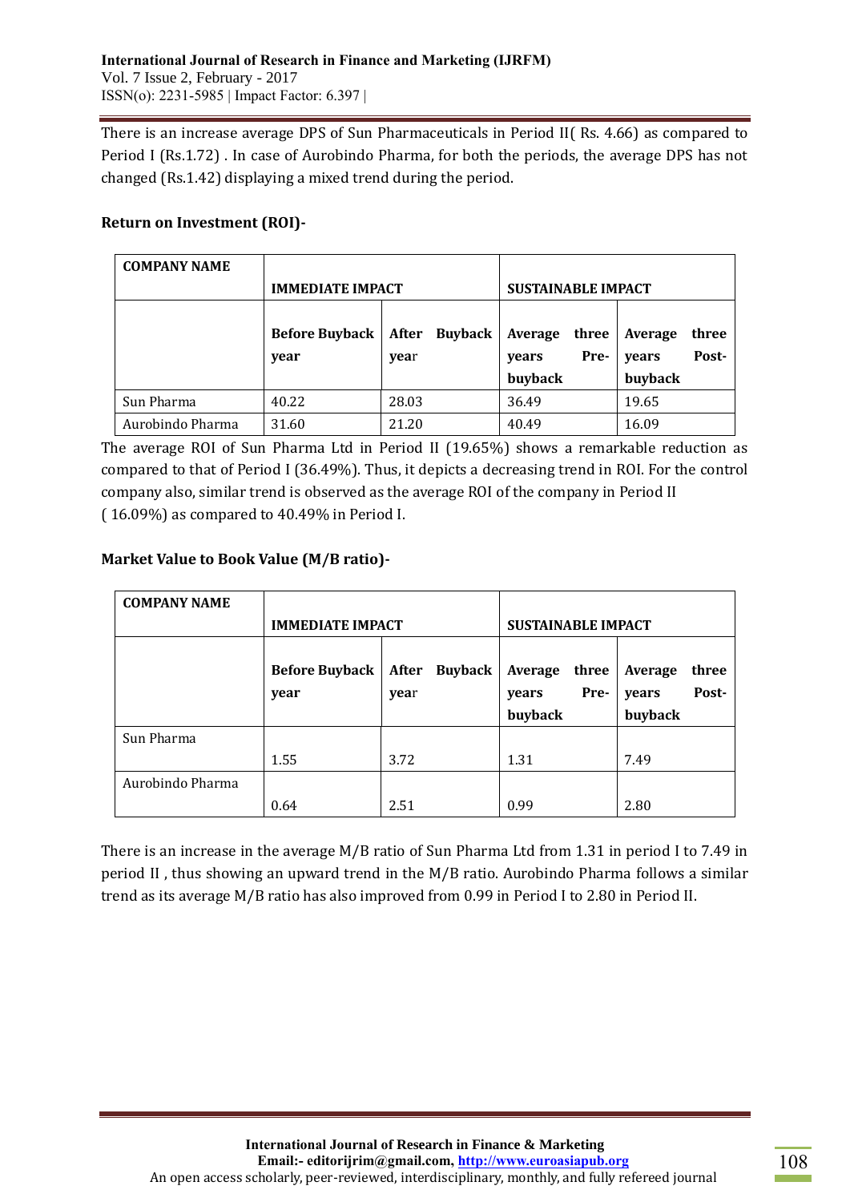There is an increase average DPS of Sun Pharmaceuticals in Period II( Rs. 4.66) as compared to Period I (Rs.1.72) . In case of Aurobindo Pharma, for both the periods, the average DPS has not changed (Rs.1.42) displaying a mixed trend during the period.

**Return on Investment (ROI)-**

| **COMPANY NAME** | **IMMEDIATE IMPACT** | | **SUSTAINABLE IMPACT** | |
|---|---|---|---|---|
| | **Before Buyback year** | **After Buyback year** | **Average three years Pre-buyback** | **Average three years Post-buyback** |
| Sun Pharma | 40.22 | 28.03 | 36.49 | 19.65 |
| Aurobindo Pharma | 31.60 | 21.20 | 40.49 | 16.09 |

The average ROI of Sun Pharma Ltd in Period II (19.65%) shows a remarkable reduction as compared to that of Period I (36.49%). Thus, it depicts a decreasing trend in ROI. For the control company also, similar trend is observed as the average ROI of the company in Period II ( 16.09%) as compared to 40.49% in Period I.

**Market Value to Book Value (M/B ratio)-**

| **COMPANY NAME** | **IMMEDIATE IMPACT** | | **SUSTAINABLE IMPACT** | |
|---|---|---|---|---|
| | **Before Buyback year** | **After Buyback year** | **Average three years Pre-buyback** | **Average three years Post-buyback** |
| Sun Pharma | 1.55 | 3.72 | 1.31 | 7.49 |
| Aurobindo Pharma | 0.64 | 2.51 | 0.99 | 2.80 |

There is an increase in the average M/B ratio of Sun Pharma Ltd from 1.31 in period I to 7.49 in period II , thus showing an upward trend in the M/B ratio. Aurobindo Pharma follows a similar trend as its average M/B ratio has also improved from 0.99 in Period I to 2.80 in Period II.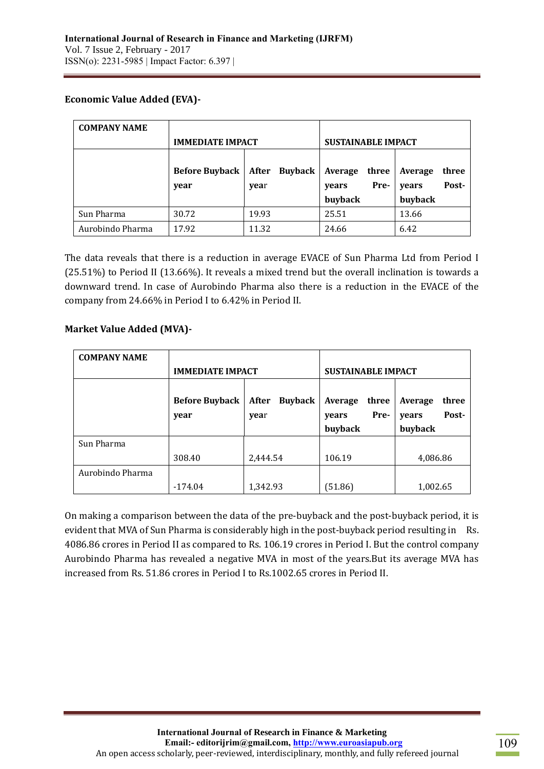**Economic Value Added (EVA)-**

| COMPANY NAME | IMMEDIATE IMPACT | | SUSTAINABLE IMPACT | |
|---|---|---|---|---|
| | Before Buyback year | After Buyback year | Average three years Pre-buyback | Average three years Post-buyback |
| Sun Pharma | 30.72 | 19.93 | 25.51 | 13.66 |
| Aurobindo Pharma | 17.92 | 11.32 | 24.66 | 6.42 |

The data reveals that there is a reduction in average EVACE of Sun Pharma Ltd from Period I (25.51%) to Period II (13.66%). It reveals a mixed trend but the overall inclination is towards a downward trend. In case of Aurobindo Pharma also there is a reduction in the EVACE of the company from 24.66% in Period I to 6.42% in Period II.

**Market Value Added (MVA)-**

| COMPANY NAME | IMMEDIATE IMPACT | | SUSTAINABLE IMPACT | |
|---|---|---|---|---|
| | Before Buyback year | After Buyback year | Average three years Pre-buyback | Average three years Post-buyback |
| Sun Pharma | 308.40 | 2,444.54 | 106.19 | 4,086.86 |
| Aurobindo Pharma | -174.04 | 1,342.93 | (51.86) | 1,002.65 |

On making a comparison between the data of the pre-buyback and the post-buyback period, it is evident that MVA of Sun Pharma is considerably high in the post-buyback period resulting in Rs. 4086.86 crores in Period II as compared to Rs. 106.19 crores in Period I. But the control company Aurobindo Pharma has revealed a negative MVA in most of the years.But its average MVA has increased from Rs. 51.86 crores in Period I to Rs.1002.65 crores in Period II.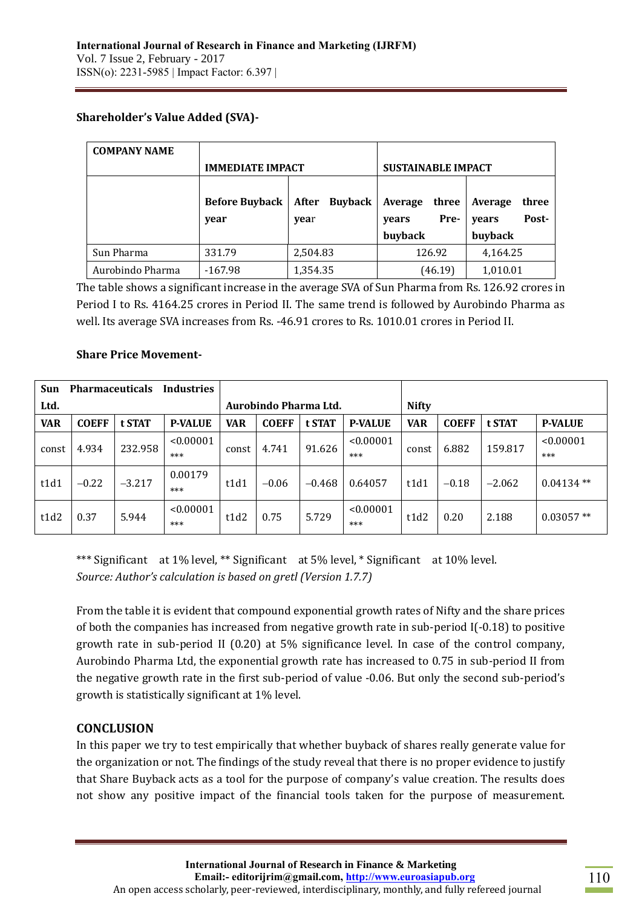**Shareholder's Value Added (SVA)-**

| COMPANY NAME | IMMEDIATE IMPACT | | SUSTAINABLE IMPACT | |
|---|---|---|---|---|
| | Before Buyback year | After Buyback year | Average three years Pre-buyback | Average three years Post-buyback |
| Sun Pharma | 331.79 | 2,504.83 | 126.92 | 4,164.25 |
| Aurobindo Pharma | -167.98 | 1,354.35 | (46.19) | 1,010.01 |

The table shows a significant increase in the average SVA of Sun Pharma from Rs. 126.92 crores in Period I to Rs. 4164.25 crores in Period II. The same trend is followed by Aurobindo Pharma as well. Its average SVA increases from Rs. -46.91 crores to Rs. 1010.01 crores in Period II.

**Share Price Movement-**

| Sun Pharmaceuticals Industries Ltd. | | | | Aurobindo Pharma Ltd. | | | | Nifty | | | |
|---|---|---|---|---|---|---|---|---|---|---|---|
| VAR | COEFF | t STAT | P-VALUE | VAR | COEFF | t STAT | P-VALUE | VAR | COEFF | t STAT | P-VALUE |
| const | 4.934 | 232.958 | <0.00001 *** | const | 4.741 | 91.626 | <0.00001 *** | const | 6.882 | 159.817 | <0.00001 *** |
| t1d1 | −0.22 | −3.217 | 0.00179 *** | t1d1 | −0.06 | −0.468 | 0.64057 | t1d1 | −0.18 | −2.062 | 0.04134 ** |
| t1d2 | 0.37 | 5.944 | <0.00001 *** | t1d2 | 0.75 | 5.729 | <0.00001 *** | t1d2 | 0.20 | 2.188 | 0.03057 ** |

*** Significant at 1% level, ** Significant at 5% level, * Significant at 10% level.
*Source: Author's calculation is based on gretl (Version 1.7.7)*

From the table it is evident that compound exponential growth rates of Nifty and the share prices of both the companies has increased from negative growth rate in sub-period I(-0.18) to positive growth rate in sub-period II (0.20) at 5% significance level. In case of the control company, Aurobindo Pharma Ltd, the exponential growth rate has increased to 0.75 in sub-period II from the negative growth rate in the first sub-period of value -0.06. But only the second sub-period's growth is statistically significant at 1% level.

## CONCLUSION

In this paper we try to test empirically that whether buyback of shares really generate value for the organization or not. The findings of the study reveal that there is no proper evidence to justify that Share Buyback acts as a tool for the purpose of company's value creation. The results does not show any positive impact of the financial tools taken for the purpose of measurement.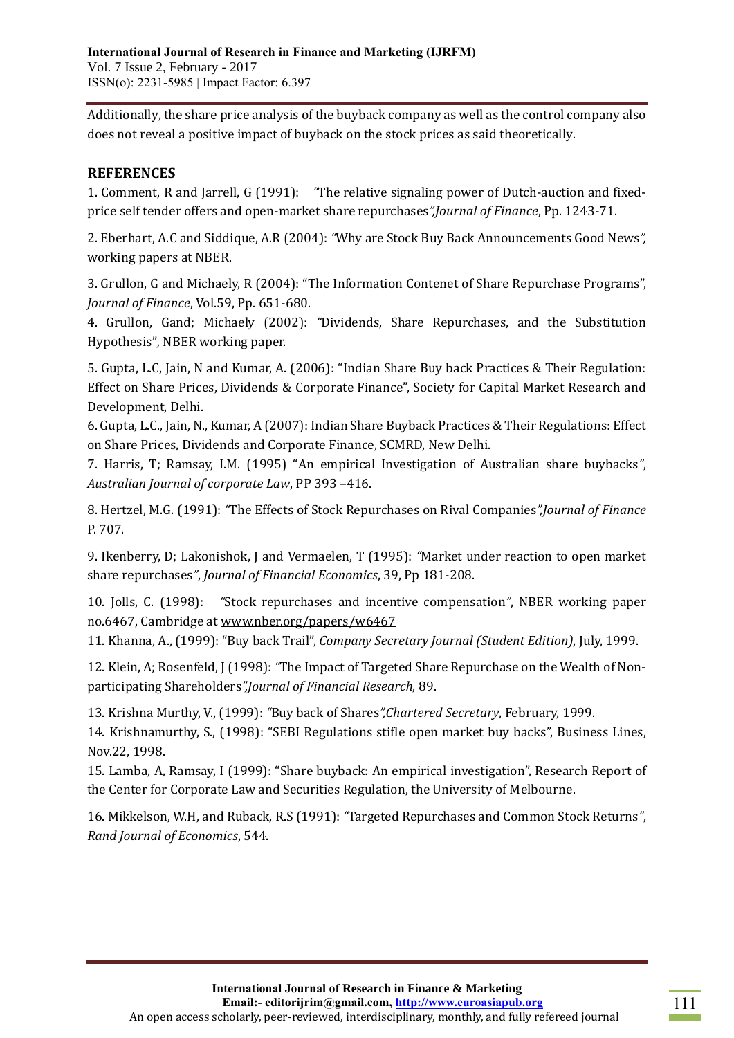Additionally, the share price analysis of the buyback company as well as the control company also does not reveal a positive impact of buyback on the stock prices as said theoretically.

## REFERENCES

1. Comment, R and Jarrell, G (1991): "The relative signaling power of Dutch-auction and fixed-price self tender offers and open-market share repurchases",*Journal of Finance*, Pp. 1243-71.

2. Eberhart, A.C and Siddique, A.R (2004): "Why are Stock Buy Back Announcements Good News", working papers at NBER.

3. Grullon, G and Michaely, R (2004): "The Information Contenet of Share Repurchase Programs", *Journal of Finance*, Vol.59, Pp. 651-680.

4. Grullon, Gand; Michaely (2002): "Dividends, Share Repurchases, and the Substitution Hypothesis", NBER working paper.

5. Gupta, L.C, Jain, N and Kumar, A. (2006): "Indian Share Buy back Practices & Their Regulation: Effect on Share Prices, Dividends & Corporate Finance", Society for Capital Market Research and Development, Delhi.

6. Gupta, L.C., Jain, N., Kumar, A (2007): Indian Share Buyback Practices & Their Regulations: Effect on Share Prices, Dividends and Corporate Finance, SCMRD, New Delhi.

7. Harris, T; Ramsay, I.M. (1995) "An empirical Investigation of Australian share buybacks", *Australian Journal of corporate Law*, PP 393 –416.

8. Hertzel, M.G. (1991): "The Effects of Stock Repurchases on Rival Companies",*Journal of Finance* P. 707.

9. Ikenberry, D; Lakonishok, J and Vermaelen, T (1995): "Market under reaction to open market share repurchases", *Journal of Financial Economics*, 39, Pp 181-208.

10. Jolls, C. (1998): "Stock repurchases and incentive compensation", NBER working paper no.6467, Cambridge at www.nber.org/papers/w6467

11. Khanna, A., (1999): "Buy back Trail", *Company Secretary Journal (Student Edition)*, July, 1999.

12. Klein, A; Rosenfeld, J (1998): "The Impact of Targeted Share Repurchase on the Wealth of Non-participating Shareholders",*Journal of Financial Research*, 89.

13. Krishna Murthy, V., (1999): "Buy back of Shares",*Chartered Secretary*, February, 1999.

14. Krishnamurthy, S., (1998): "SEBI Regulations stifle open market buy backs", Business Lines, Nov.22, 1998.

15. Lamba, A, Ramsay, I (1999): "Share buyback: An empirical investigation", Research Report of the Center for Corporate Law and Securities Regulation, the University of Melbourne.

16. Mikkelson, W.H, and Ruback, R.S (1991): "Targeted Repurchases and Common Stock Returns", *Rand Journal of Economics*, 544.